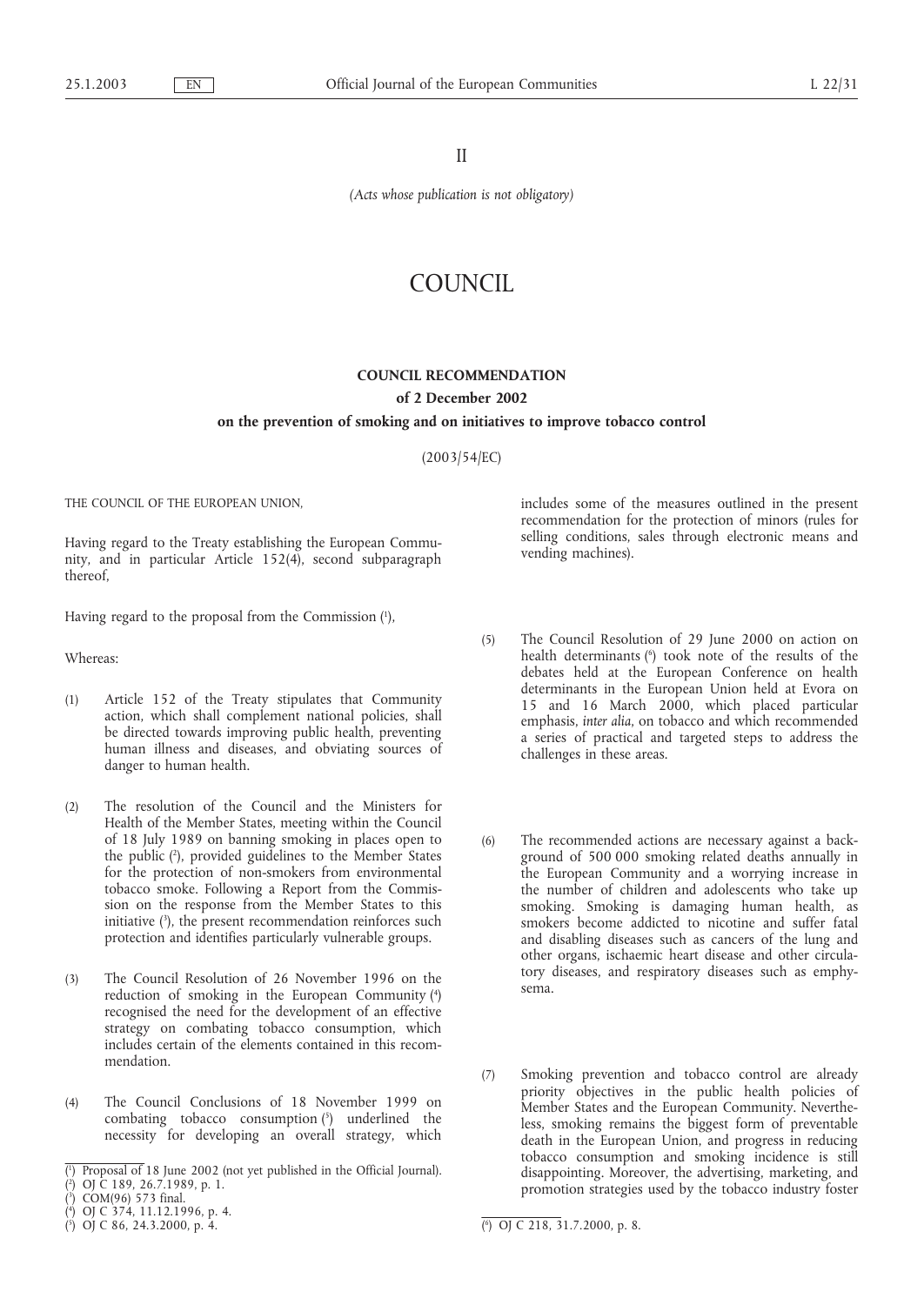II

*(Acts whose publication is not obligatory)*

# COUNCIL

## COUNCIL RECOMMENDATION

### of 2 December 2002

### on the prevention of smoking and on initiatives to improve tobacco control

(2003/54/EC)

THE COUNCIL OF THE EUROPEAN UNION,

Having regard to the Treaty establishing the European Community, and in particular Article 152(4), second subparagraph thereof,

Having regard to the proposal from the Commission [1],

Whereas:

(1) Article 152 of the Treaty stipulates that Community action, which shall complement national policies, shall be directed towards improving public health, preventing human illness and diseases, and obviating sources of danger to human health.

(2) The resolution of the Council and the Ministers for Health of the Member States, meeting within the Council of 18 July 1989 on banning smoking in places open to the public [2], provided guidelines to the Member States for the protection of non-smokers from environmental tobacco smoke. Following a Report from the Commission on the response from the Member States to this initiative [3], the present recommendation reinforces such protection and identifies particularly vulnerable groups.

(3) The Council Resolution of 26 November 1996 on the reduction of smoking in the European Community [4] recognised the need for the development of an effective strategy on combating tobacco consumption, which includes certain of the elements contained in this recommendation.

(4) The Council Conclusions of 18 November 1999 on combating tobacco consumption [5] underlined the necessity for developing an overall strategy, which includes some of the measures outlined in the present recommendation for the protection of minors (rules for selling conditions, sales through electronic means and vending machines).

(5) The Council Resolution of 29 June 2000 on action on health determinants [6] took note of the results of the debates held at the European Conference on health determinants in the European Union held at Evora on 15 and 16 March 2000, which placed particular emphasis, *inter alia*, on tobacco and which recommended a series of practical and targeted steps to address the challenges in these areas.

(6) The recommended actions are necessary against a background of 500 000 smoking related deaths annually in the European Community and a worrying increase in the number of children and adolescents who take up smoking. Smoking is damaging human health, as smokers become addicted to nicotine and suffer fatal and disabling diseases such as cancers of the lung and other organs, ischaemic heart disease and other circulatory diseases, and respiratory diseases such as emphysema.

(7) Smoking prevention and tobacco control are already priority objectives in the public health policies of Member States and the European Community. Nevertheless, smoking remains the biggest form of preventable death in the European Union, and progress in reducing tobacco consumption and smoking incidence is still disappointing. Moreover, the advertising, marketing, and promotion strategies used by the tobacco industry foster

---

[1] Proposal of 18 June 2002 (not yet published in the Official Journal).

[2] OJ C 189, 26.7.1989, p. 1.

[3] COM(96) 573 final.

[4] OJ C 374, 11.12.1996, p. 4.

[5] OJ C 86, 24.3.2000, p. 4.

[6] OJ C 218, 31.7.2000, p. 8.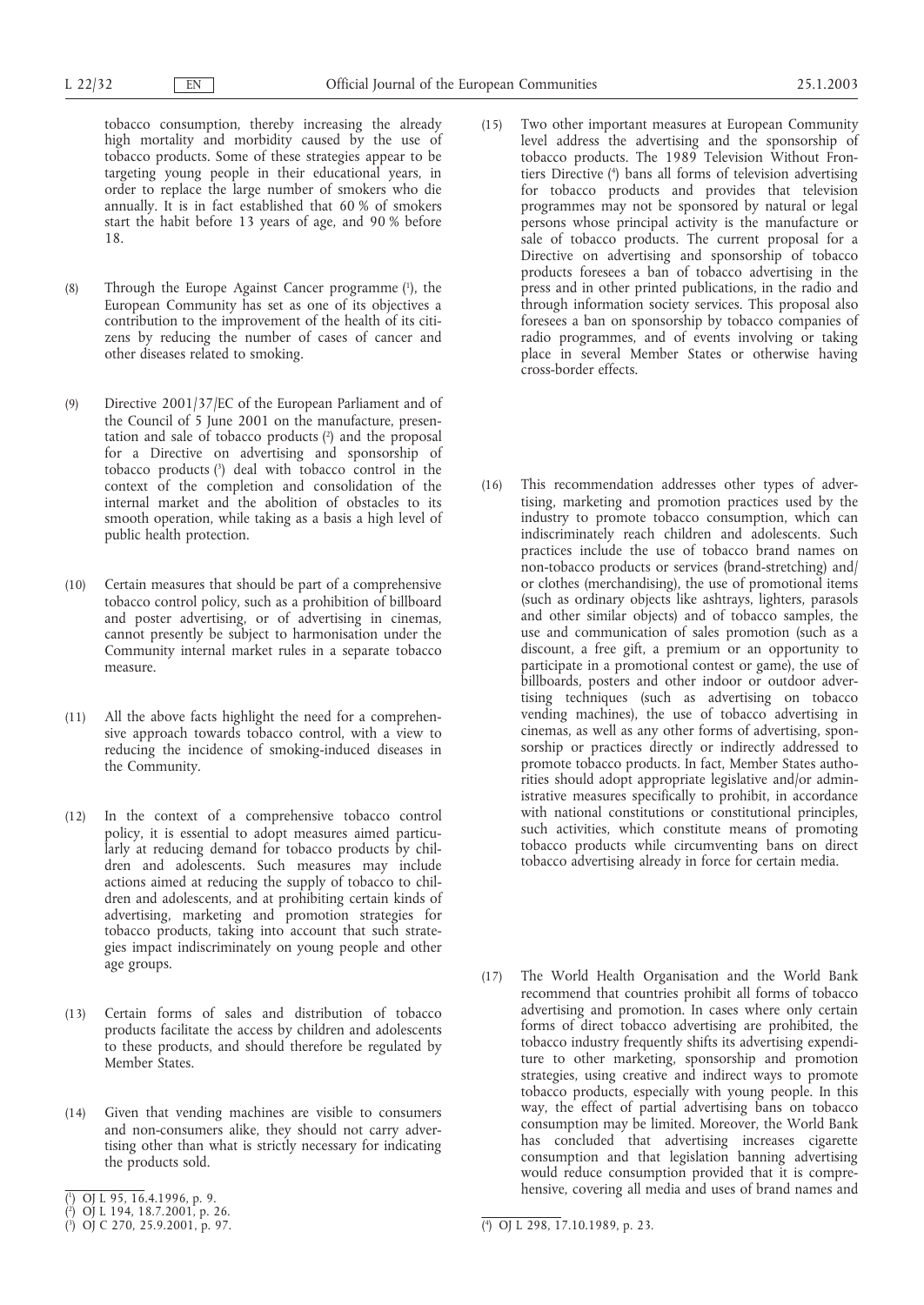tobacco consumption, thereby increasing the already high mortality and morbidity caused by the use of tobacco products. Some of these strategies appear to be targeting young people in their educational years, in order to replace the large number of smokers who die annually. It is in fact established that 60 % of smokers start the habit before 13 years of age, and 90 % before 18.

(8) Through the Europe Against Cancer programme [1], the European Community has set as one of its objectives a contribution to the improvement of the health of its citizens by reducing the number of cases of cancer and other diseases related to smoking.

(9) Directive 2001/37/EC of the European Parliament and of the Council of 5 June 2001 on the manufacture, presentation and sale of tobacco products [2] and the proposal for a Directive on advertising and sponsorship of tobacco products [3] deal with tobacco control in the context of the completion and consolidation of the internal market and the abolition of obstacles to its smooth operation, while taking as a basis a high level of public health protection.

(10) Certain measures that should be part of a comprehensive tobacco control policy, such as a prohibition of billboard and poster advertising, or of advertising in cinemas, cannot presently be subject to harmonisation under the Community internal market rules in a separate tobacco measure.

(11) All the above facts highlight the need for a comprehensive approach towards tobacco control, with a view to reducing the incidence of smoking-induced diseases in the Community.

(12) In the context of a comprehensive tobacco control policy, it is essential to adopt measures aimed particularly at reducing demand for tobacco products by children and adolescents. Such measures may include actions aimed at reducing the supply of tobacco to children and adolescents, and at prohibiting certain kinds of advertising, marketing and promotion strategies for tobacco products, taking into account that such strategies impact indiscriminately on young people and other age groups.

(13) Certain forms of sales and distribution of tobacco products facilitate the access by children and adolescents to these products, and should therefore be regulated by Member States.

(14) Given that vending machines are visible to consumers and non-consumers alike, they should not carry advertising other than what is strictly necessary for indicating the products sold.

(15) Two other important measures at European Community level address the advertising and the sponsorship of tobacco products. The 1989 Television Without Frontiers Directive [4] bans all forms of television advertising for tobacco products and provides that television programmes may not be sponsored by natural or legal persons whose principal activity is the manufacture or sale of tobacco products. The current proposal for a Directive on advertising and sponsorship of tobacco products foresees a ban of tobacco advertising in the press and in other printed publications, in the radio and through information society services. This proposal also foresees a ban on sponsorship by tobacco companies of radio programmes, and of events involving or taking place in several Member States or otherwise having cross-border effects.

(16) This recommendation addresses other types of advertising, marketing and promotion practices used by the industry to promote tobacco consumption, which can indiscriminately reach children and adolescents. Such practices include the use of tobacco brand names on non-tobacco products or services (brand-stretching) and/or clothes (merchandising), the use of promotional items (such as ordinary objects like ashtrays, lighters, parasols and other similar objects) and of tobacco samples, the use and communication of sales promotion (such as a discount, a free gift, a premium or an opportunity to participate in a promotional contest or game), the use of billboards, posters and other indoor or outdoor advertising techniques (such as advertising on tobacco vending machines), the use of tobacco advertising in cinemas, as well as any other forms of advertising, sponsorship or practices directly or indirectly addressed to promote tobacco products. In fact, Member States authorities should adopt appropriate legislative and/or administrative measures specifically to prohibit, in accordance with national constitutions or constitutional principles, such activities, which constitute means of promoting tobacco products while circumventing bans on direct tobacco advertising already in force for certain media.

(17) The World Health Organisation and the World Bank recommend that countries prohibit all forms of tobacco advertising and promotion. In cases where only certain forms of direct tobacco advertising are prohibited, the tobacco industry frequently shifts its advertising expenditure to other marketing, sponsorship and promotion strategies, using creative and indirect ways to promote tobacco products, especially with young people. In this way, the effect of partial advertising bans on tobacco consumption may be limited. Moreover, the World Bank has concluded that advertising increases cigarette consumption and that legislation banning advertising would reduce consumption provided that it is comprehensive, covering all media and uses of brand names and

[1] OJ L 95, 16.4.1996, p. 9.
[2] OJ L 194, 18.7.2001, p. 26.
[3] OJ C 270, 25.9.2001, p. 97.
[4] OJ L 298, 17.10.1989, p. 23.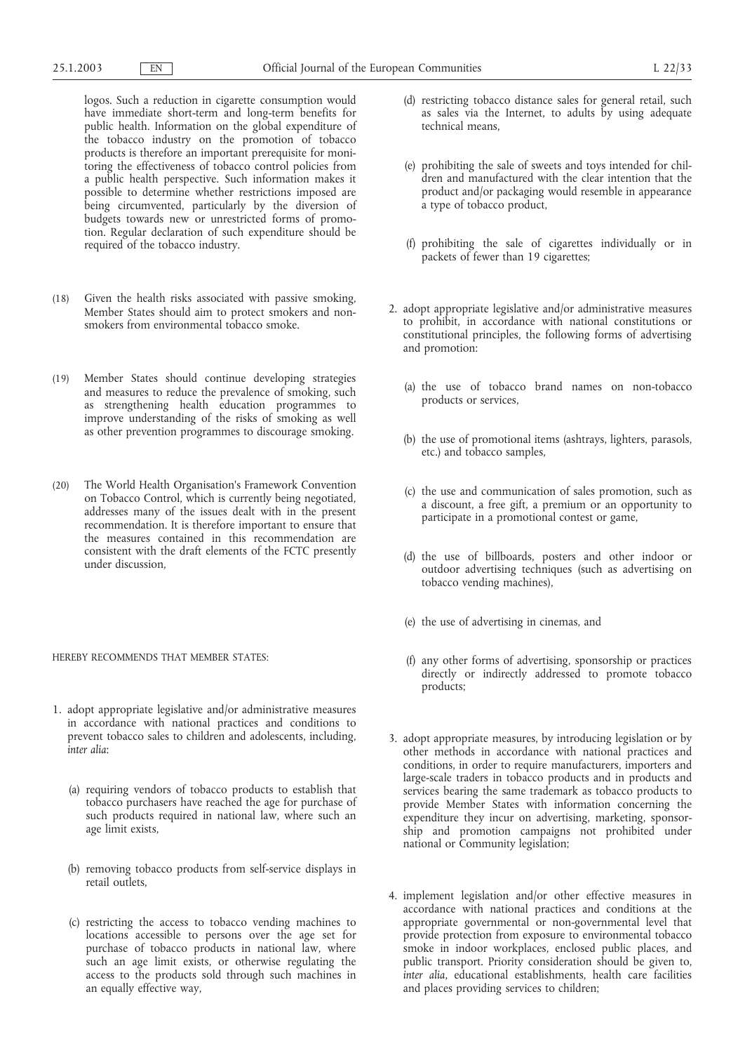logos. Such a reduction in cigarette consumption would have immediate short-term and long-term benefits for public health. Information on the global expenditure of the tobacco industry on the promotion of tobacco products is therefore an important prerequisite for monitoring the effectiveness of tobacco control policies from a public health perspective. Such information makes it possible to determine whether restrictions imposed are being circumvented, particularly by the diversion of budgets towards new or unrestricted forms of promotion. Regular declaration of such expenditure should be required of the tobacco industry.

(18) Given the health risks associated with passive smoking, Member States should aim to protect smokers and non-smokers from environmental tobacco smoke.

(19) Member States should continue developing strategies and measures to reduce the prevalence of smoking, such as strengthening health education programmes to improve understanding of the risks of smoking as well as other prevention programmes to discourage smoking.

(20) The World Health Organisation's Framework Convention on Tobacco Control, which is currently being negotiated, addresses many of the issues dealt with in the present recommendation. It is therefore important to ensure that the measures contained in this recommendation are consistent with the draft elements of the FCTC presently under discussion,

HEREBY RECOMMENDS THAT MEMBER STATES:

1. adopt appropriate legislative and/or administrative measures in accordance with national practices and conditions to prevent tobacco sales to children and adolescents, including, *inter alia*:

   (a) requiring vendors of tobacco products to establish that tobacco purchasers have reached the age for purchase of such products required in national law, where such an age limit exists,

   (b) removing tobacco products from self-service displays in retail outlets,

   (c) restricting the access to tobacco vending machines to locations accessible to persons over the age set for purchase of tobacco products in national law, where such an age limit exists, or otherwise regulating the access to the products sold through such machines in an equally effective way,

   (d) restricting tobacco distance sales for general retail, such as sales via the Internet, to adults by using adequate technical means,

   (e) prohibiting the sale of sweets and toys intended for children and manufactured with the clear intention that the product and/or packaging would resemble in appearance a type of tobacco product,

   (f) prohibiting the sale of cigarettes individually or in packets of fewer than 19 cigarettes;

2. adopt appropriate legislative and/or administrative measures to prohibit, in accordance with national constitutions or constitutional principles, the following forms of advertising and promotion:

   (a) the use of tobacco brand names on non-tobacco products or services,

   (b) the use of promotional items (ashtrays, lighters, parasols, etc.) and tobacco samples,

   (c) the use and communication of sales promotion, such as a discount, a free gift, a premium or an opportunity to participate in a promotional contest or game,

   (d) the use of billboards, posters and other indoor or outdoor advertising techniques (such as advertising on tobacco vending machines),

   (e) the use of advertising in cinemas, and

   (f) any other forms of advertising, sponsorship or practices directly or indirectly addressed to promote tobacco products;

3. adopt appropriate measures, by introducing legislation or by other methods in accordance with national practices and conditions, in order to require manufacturers, importers and large-scale traders in tobacco products and in products and services bearing the same trademark as tobacco products to provide Member States with information concerning the expenditure they incur on advertising, marketing, sponsorship and promotion campaigns not prohibited under national or Community legislation;

4. implement legislation and/or other effective measures in accordance with national practices and conditions at the appropriate governmental or non-governmental level that provide protection from exposure to environmental tobacco smoke in indoor workplaces, enclosed public places, and public transport. Priority consideration should be given to, *inter alia*, educational establishments, health care facilities and places providing services to children;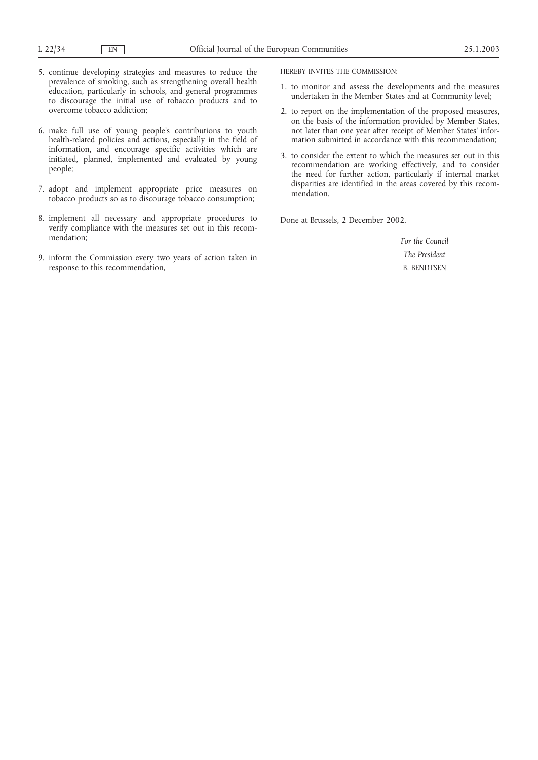5. continue developing strategies and measures to reduce the prevalence of smoking, such as strengthening overall health education, particularly in schools, and general programmes to discourage the initial use of tobacco products and to overcome tobacco addiction;

6. make full use of young people's contributions to youth health-related policies and actions, especially in the field of information, and encourage specific activities which are initiated, planned, implemented and evaluated by young people;

7. adopt and implement appropriate price measures on tobacco products so as to discourage tobacco consumption;

8. implement all necessary and appropriate procedures to verify compliance with the measures set out in this recommendation;

9. inform the Commission every two years of action taken in response to this recommendation,

HEREBY INVITES THE COMMISSION:

1. to monitor and assess the developments and the measures undertaken in the Member States and at Community level;

2. to report on the implementation of the proposed measures, on the basis of the information provided by Member States, not later than one year after receipt of Member States' information submitted in accordance with this recommendation;

3. to consider the extent to which the measures set out in this recommendation are working effectively, and to consider the need for further action, particularly if internal market disparities are identified in the areas covered by this recommendation.

Done at Brussels, 2 December 2002.

*For the Council*

*The President*

B. BENDTSEN